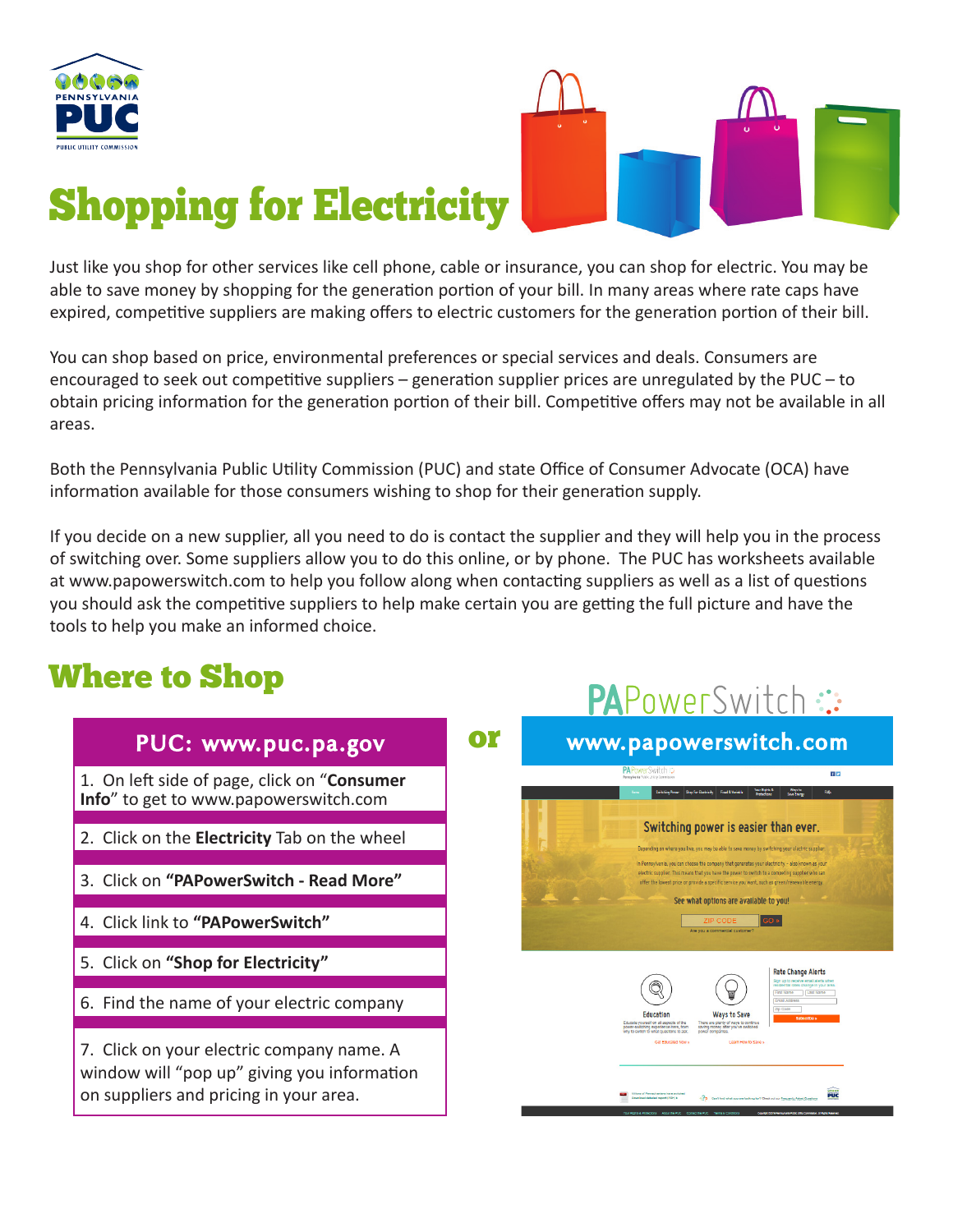# Shopping for Electricity

Just like you shop for other services like cell phone, cable or insurance, you can shop for electric. You may be able to save money by shopping for the generation portion of your bill. In many areas where rate caps have expired, competitive suppliers are making offers to electric customers for the generation portion of their bill.

You can shop based on price, environmental preferences or special services and deals. Consumers are encouraged to seek out competitive suppliers – generation supplier prices are unregulated by the PUC – to obtain pricing information for the generation portion of their bill. Competitive offers may not be available in all areas.

Both the Pennsylvania Public Utility Commission (PUC) and state Office of Consumer Advocate (OCA) have information available for those consumers wishing to shop for their generation supply.

If you decide on a new supplier, all you need to do is contact the supplier and they will help you in the process of switching over. Some suppliers allow you to do this online, or by phone. The PUC has worksheets available at www.papowerswitch.com to help you follow along when contacting suppliers as well as a list of questions you should ask the competitive suppliers to help make certain you are getting the full picture and have the tools to help you make an informed choice.

## Where to Shop

### PUC: www.puc.pa.gov

1. On left side of page, click on "**Consumer Info**" to get to www.papowerswitch.com
2. Click on the **Electricity** Tab on the wheel
3. Click on **"PAPowerSwitch - Read More"**
4. Click link to **"PAPowerSwitch"**
5. Click on **"Shop for Electricity"**
6. Find the name of your electric company
7. Click on your electric company name. A window will "pop up" giving you information on suppliers and pricing in your area.

**or**

### PAPowerSwitch: www.papowerswitch.com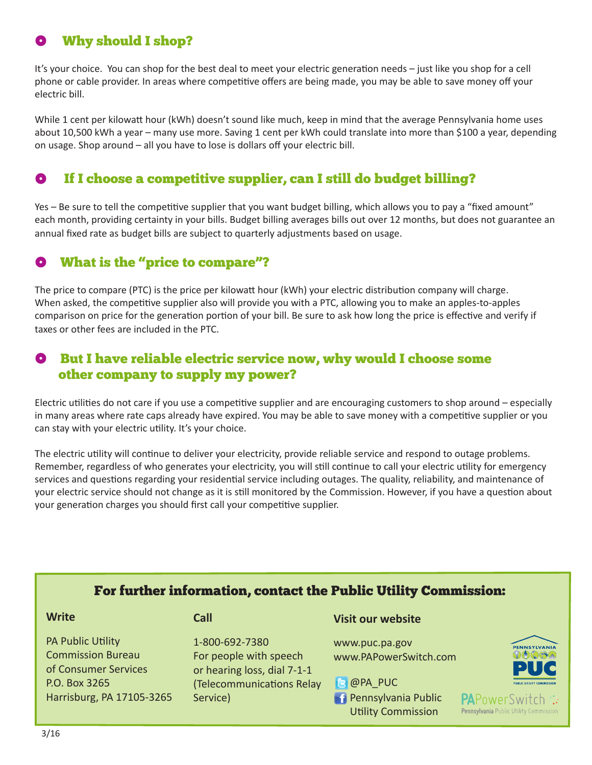## Why should I shop?

It's your choice. You can shop for the best deal to meet your electric generation needs – just like you shop for a cell phone or cable provider. In areas where competitive offers are being made, you may be able to save money off your electric bill.

While 1 cent per kilowatt hour (kWh) doesn't sound like much, keep in mind that the average Pennsylvania home uses about 10,500 kWh a year – many use more. Saving 1 cent per kWh could translate into more than $100 a year, depending on usage. Shop around – all you have to lose is dollars off your electric bill.

## If I choose a competitive supplier, can I still do budget billing?

Yes – Be sure to tell the competitive supplier that you want budget billing, which allows you to pay a "fixed amount" each month, providing certainty in your bills. Budget billing averages bills out over 12 months, but does not guarantee an annual fixed rate as budget bills are subject to quarterly adjustments based on usage.

## What is the "price to compare"?

The price to compare (PTC) is the price per kilowatt hour (kWh) your electric distribution company will charge. When asked, the competitive supplier also will provide you with a PTC, allowing you to make an apples-to-apples comparison on price for the generation portion of your bill. Be sure to ask how long the price is effective and verify if taxes or other fees are included in the PTC.

## But I have reliable electric service now, why would I choose some other company to supply my power?

Electric utilities do not care if you use a competitive supplier and are encouraging customers to shop around – especially in many areas where rate caps already have expired. You may be able to save money with a competitive supplier or you can stay with your electric utility. It's your choice.

The electric utility will continue to deliver your electricity, provide reliable service and respond to outage problems. Remember, regardless of who generates your electricity, you will still continue to call your electric utility for emergency services and questions regarding your residential service including outages. The quality, reliability, and maintenance of your electric service should not change as it is still monitored by the Commission. However, if you have a question about your generation charges you should first call your competitive supplier.

### For further information, contact the Public Utility Commission:

**Write**

PA Public Utility Commission Bureau of Consumer Services
P.O. Box 3265
Harrisburg, PA 17105-3265

**Call**

1-800-692-7380
For people with speech or hearing loss, dial 7-1-1 (Telecommunications Relay Service)

**Visit our website**

www.puc.pa.gov
www.PAPowerSwitch.com

@PA_PUC
Pennsylvania Public Utility Commission

PENNSYLVANIA PUC PUBLIC UTILITY COMMISSION

PAPowerSwitch
Pennsylvania Public Utility Commission

3/16